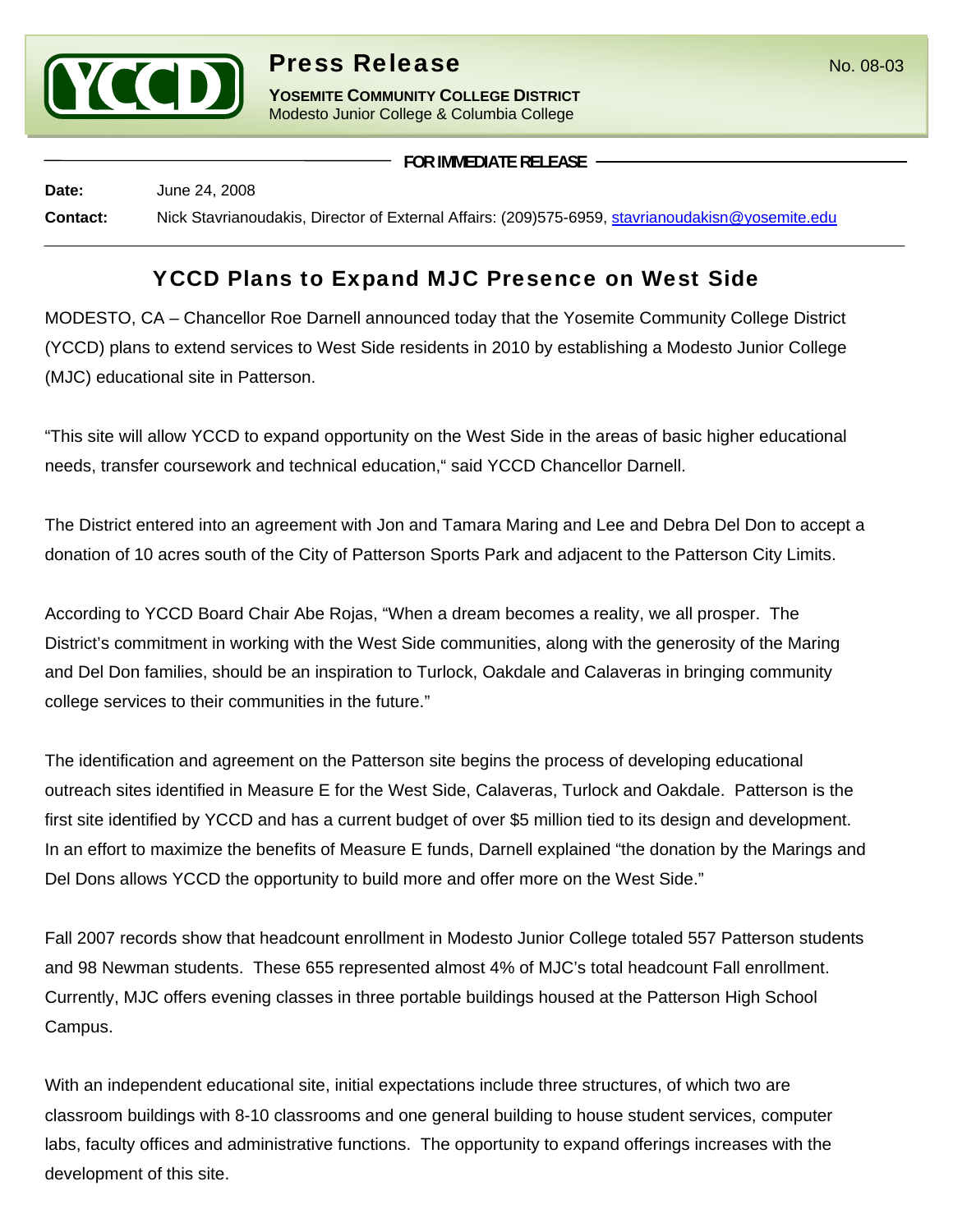# Press Release

No. 08-03

**YOSEMITE COMMUNITY COLLEGE DISTRICT**
Modesto Junior College & Columbia College

**FOR IMMEDIATE RELEASE**

**Date:** June 24, 2008

**Contact:** Nick Stavrianoudakis, Director of External Affairs: (209)575-6959, stavrianoudakisn@yosemite.edu

## YCCD Plans to Expand MJC Presence on West Side

MODESTO, CA – Chancellor Roe Darnell announced today that the Yosemite Community College District (YCCD) plans to extend services to West Side residents in 2010 by establishing a Modesto Junior College (MJC) educational site in Patterson.

"This site will allow YCCD to expand opportunity on the West Side in the areas of basic higher educational needs, transfer coursework and technical education," said YCCD Chancellor Darnell.

The District entered into an agreement with Jon and Tamara Maring and Lee and Debra Del Don to accept a donation of 10 acres south of the City of Patterson Sports Park and adjacent to the Patterson City Limits.

According to YCCD Board Chair Abe Rojas, "When a dream becomes a reality, we all prosper. The District's commitment in working with the West Side communities, along with the generosity of the Maring and Del Don families, should be an inspiration to Turlock, Oakdale and Calaveras in bringing community college services to their communities in the future."

The identification and agreement on the Patterson site begins the process of developing educational outreach sites identified in Measure E for the West Side, Calaveras, Turlock and Oakdale. Patterson is the first site identified by YCCD and has a current budget of over $5 million tied to its design and development. In an effort to maximize the benefits of Measure E funds, Darnell explained "the donation by the Marings and Del Dons allows YCCD the opportunity to build more and offer more on the West Side."

Fall 2007 records show that headcount enrollment in Modesto Junior College totaled 557 Patterson students and 98 Newman students. These 655 represented almost 4% of MJC's total headcount Fall enrollment. Currently, MJC offers evening classes in three portable buildings housed at the Patterson High School Campus.

With an independent educational site, initial expectations include three structures, of which two are classroom buildings with 8-10 classrooms and one general building to house student services, computer labs, faculty offices and administrative functions. The opportunity to expand offerings increases with the development of this site.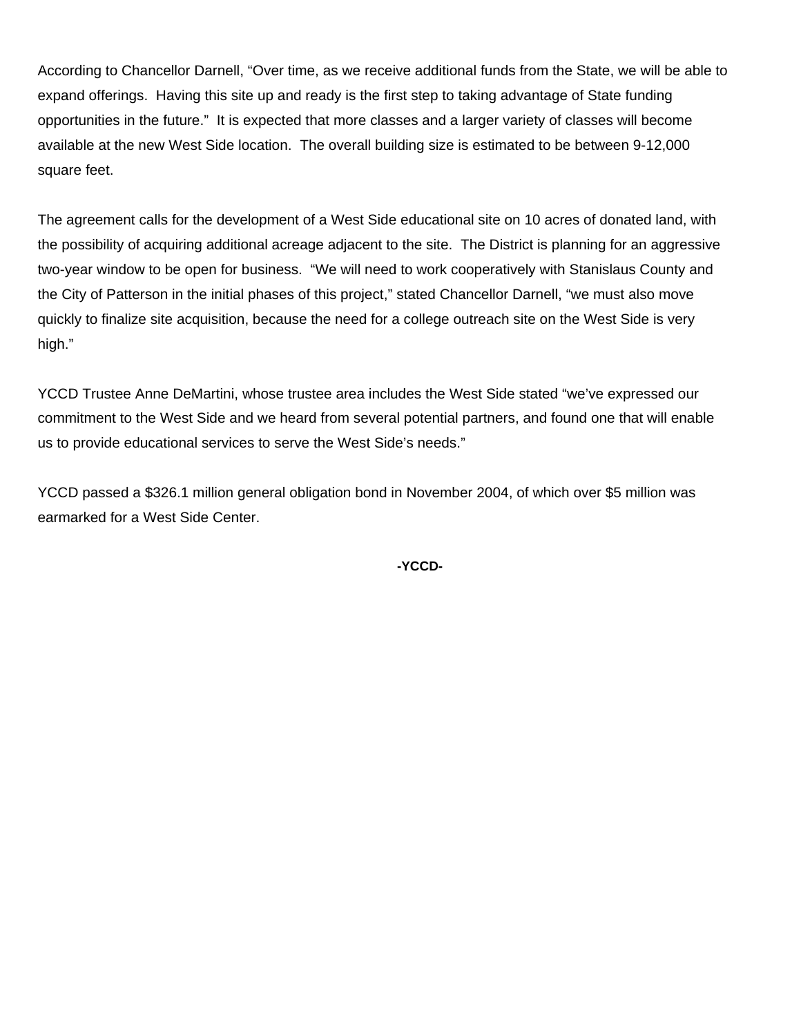According to Chancellor Darnell, “Over time, as we receive additional funds from the State, we will be able to expand offerings. Having this site up and ready is the first step to taking advantage of State funding opportunities in the future.” It is expected that more classes and a larger variety of classes will become available at the new West Side location. The overall building size is estimated to be between 9-12,000 square feet.

The agreement calls for the development of a West Side educational site on 10 acres of donated land, with the possibility of acquiring additional acreage adjacent to the site. The District is planning for an aggressive two-year window to be open for business. “We will need to work cooperatively with Stanislaus County and the City of Patterson in the initial phases of this project,” stated Chancellor Darnell, “we must also move quickly to finalize site acquisition, because the need for a college outreach site on the West Side is very high.”

YCCD Trustee Anne DeMartini, whose trustee area includes the West Side stated “we’ve expressed our commitment to the West Side and we heard from several potential partners, and found one that will enable us to provide educational services to serve the West Side’s needs.”

YCCD passed a $326.1 million general obligation bond in November 2004, of which over $5 million was earmarked for a West Side Center.

**-YCCD-**